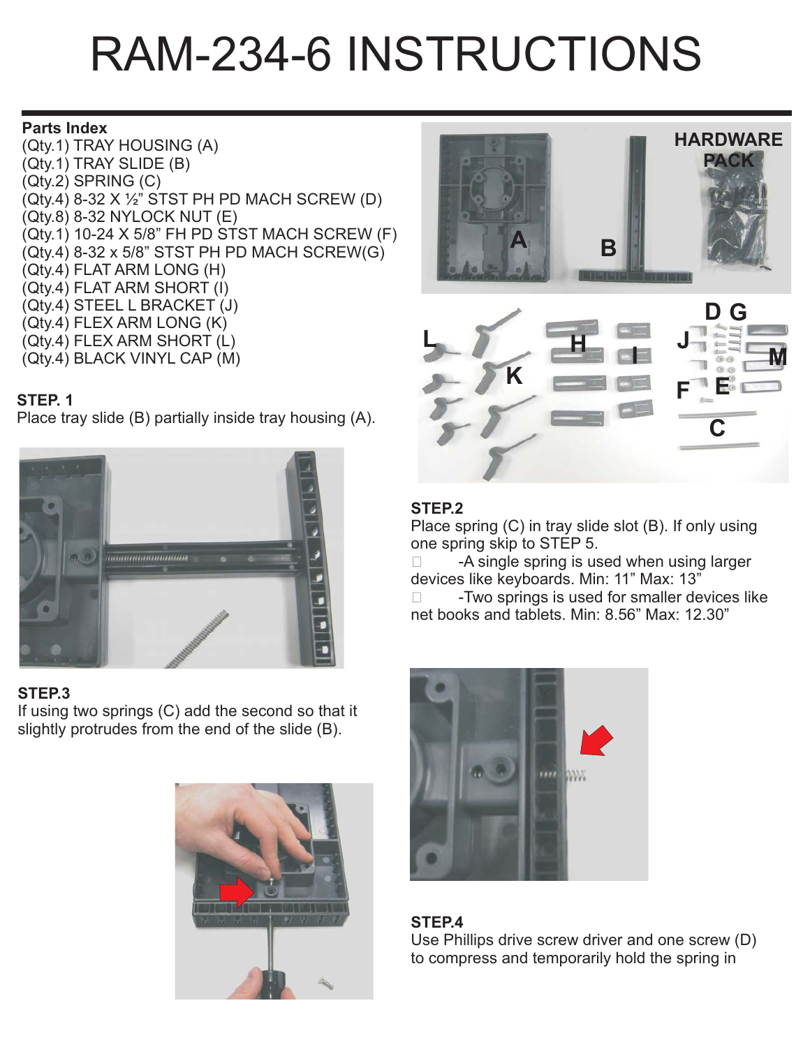# RAM-234-6 INSTRUCTIONS

**Parts Index**

(Qty.1) TRAY HOUSING (A)
(Qty.1) TRAY SLIDE (B)
(Qty.2) SPRING (C)
(Qty.4) 8-32 X ½” STST PH PD MACH SCREW (D)
(Qty.8) 8-32 NYLOCK NUT (E)
(Qty.1) 10-24 X 5/8” FH PD STST MACH SCREW (F)
(Qty.4) 8-32 x 5/8” STST PH PD MACH SCREW(G)
(Qty.4) FLAT ARM LONG (H)
(Qty.4) FLAT ARM SHORT (I)
(Qty.4) STEEL L BRACKET (J)
(Qty.4) FLEX ARM LONG (K)
(Qty.4) FLEX ARM SHORT (L)
(Qty.4) BLACK VINYL CAP (M)

**STEP. 1**

Place tray slide (B) partially inside tray housing (A).

**STEP.2**

Place spring (C) in tray slide slot (B). If only using one spring skip to STEP 5.

- -A single spring is used when using larger devices like keyboards. Min: 11” Max: 13”
- -Two springs is used for smaller devices like net books and tablets. Min: 8.56” Max: 12.30”

**STEP.3**

If using two springs (C) add the second so that it slightly protrudes from the end of the slide (B).

**STEP.4**

Use Phillips drive screw driver and one screw (D) to compress and temporarily hold the spring in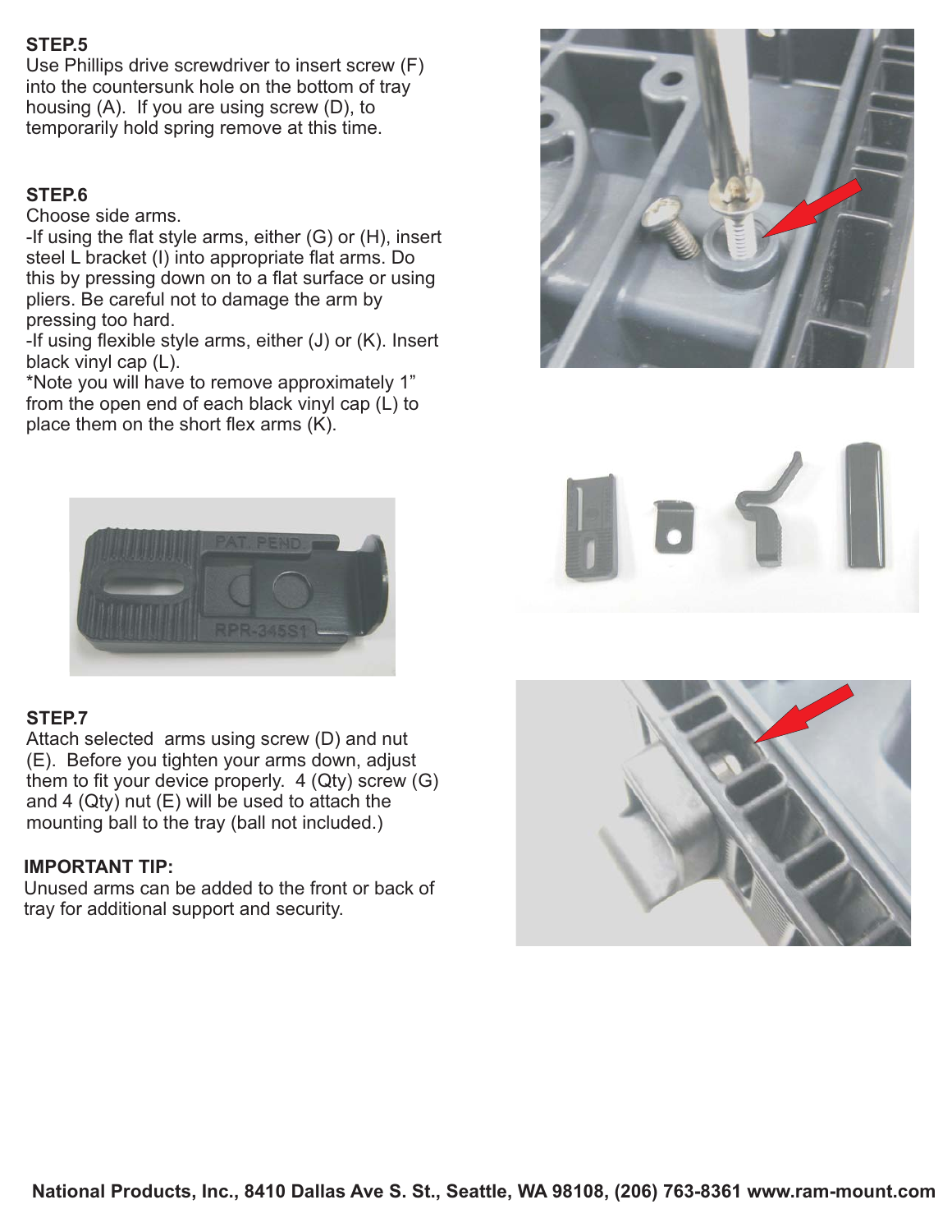**STEP.5**

Use Phillips drive screwdriver to insert screw (F) into the countersunk hole on the bottom of tray housing (A). If you are using screw (D), to temporarily hold spring remove at this time.

**STEP.6**

Choose side arms.

-If using the flat style arms, either (G) or (H), insert steel L bracket (I) into appropriate flat arms. Do this by pressing down on to a flat surface or using pliers. Be careful not to damage the arm by pressing too hard.

-If using flexible style arms, either (J) or (K). Insert black vinyl cap (L).

*Note you will have to remove approximately 1” from the open end of each black vinyl cap (L) to place them on the short flex arms (K).

**STEP.7**

Attach selected arms using screw (D) and nut (E). Before you tighten your arms down, adjust them to fit your device properly. 4 (Qty) screw (G) and 4 (Qty) nut (E) will be used to attach the mounting ball to the tray (ball not included.)

**IMPORTANT TIP:**

Unused arms can be added to the front or back of tray for additional support and security.

**National Products, Inc., 8410 Dallas Ave S. St., Seattle, WA 98108, (206) 763-8361 www.ram-mount.com**